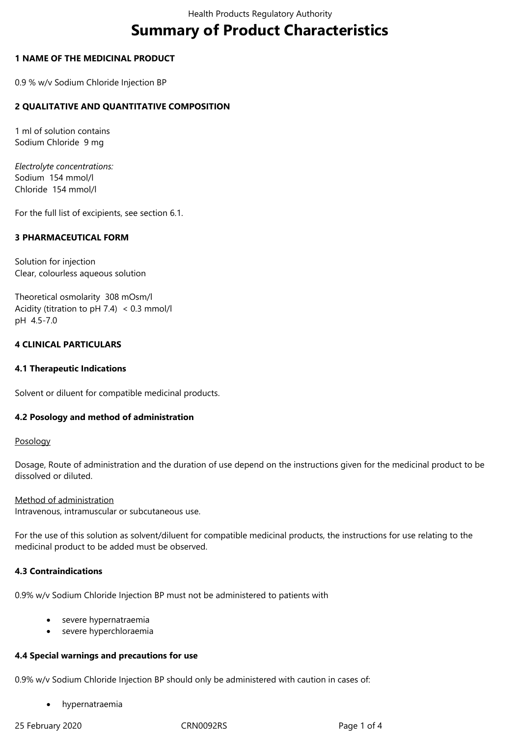# Summary of Product Characteristics

## 1 NAME OF THE MEDICINAL PRODUCT

0.9 % w/v Sodium Chloride Injection BP

## 2 QUALITATIVE AND QUANTITATIVE COMPOSITION

1 ml of solution contains
Sodium Chloride 9 mg

*Electrolyte concentrations:*
Sodium 154 mmol/l
Chloride 154 mmol/l

For the full list of excipients, see section 6.1.

## 3 PHARMACEUTICAL FORM

Solution for injection
Clear, colourless aqueous solution

Theoretical osmolarity 308 mOsm/l
Acidity (titration to pH 7.4) < 0.3 mmol/l
pH 4.5-7.0

## 4 CLINICAL PARTICULARS

### 4.1 Therapeutic Indications

Solvent or diluent for compatible medicinal products.

### 4.2 Posology and method of administration

Posology

Dosage, Route of administration and the duration of use depend on the instructions given for the medicinal product to be dissolved or diluted.

Method of administration
Intravenous, intramuscular or subcutaneous use.

For the use of this solution as solvent/diluent for compatible medicinal products, the instructions for use relating to the medicinal product to be added must be observed.

### 4.3 Contraindications

0.9% w/v Sodium Chloride Injection BP must not be administered to patients with

- severe hypernatraemia
- severe hyperchloraemia

### 4.4 Special warnings and precautions for use

0.9% w/v Sodium Chloride Injection BP should only be administered with caution in cases of:

- hypernatraemia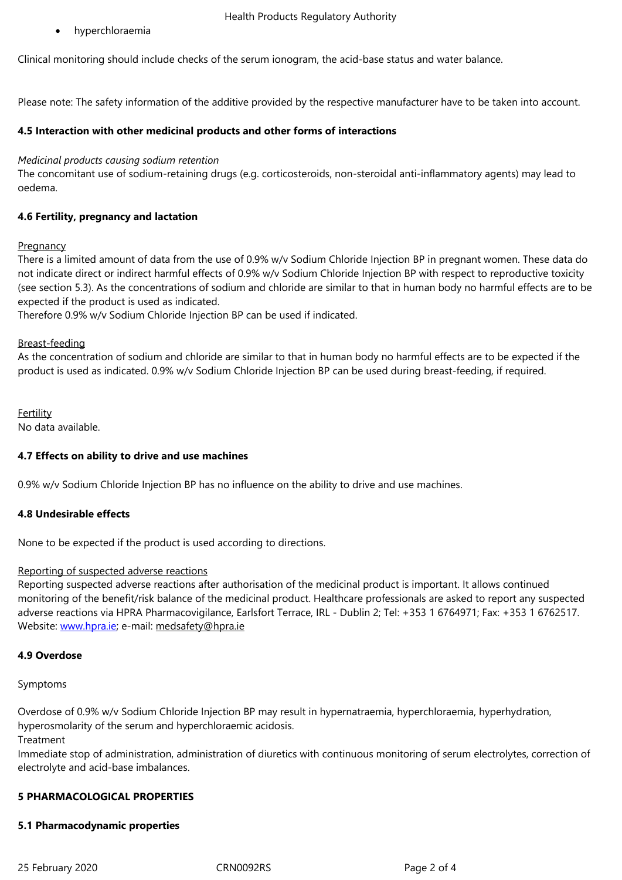- hyperchloraemia

Clinical monitoring should include checks of the serum ionogram, the acid-base status and water balance.

Please note: The safety information of the additive provided by the respective manufacturer have to be taken into account.

**4.5 Interaction with other medicinal products and other forms of interactions**

*Medicinal products causing sodium retention*
The concomitant use of sodium-retaining drugs (e.g. corticosteroids, non-steroidal anti-inflammatory agents) may lead to oedema.

**4.6 Fertility, pregnancy and lactation**

Pregnancy
There is a limited amount of data from the use of 0.9% w/v Sodium Chloride Injection BP in pregnant women. These data do not indicate direct or indirect harmful effects of 0.9% w/v Sodium Chloride Injection BP with respect to reproductive toxicity (see section 5.3). As the concentrations of sodium and chloride are similar to that in human body no harmful effects are to be expected if the product is used as indicated.
Therefore 0.9% w/v Sodium Chloride Injection BP can be used if indicated.

Breast-feeding
As the concentration of sodium and chloride are similar to that in human body no harmful effects are to be expected if the product is used as indicated. 0.9% w/v Sodium Chloride Injection BP can be used during breast-feeding, if required.

Fertility
No data available.

**4.7 Effects on ability to drive and use machines**

0.9% w/v Sodium Chloride Injection BP has no influence on the ability to drive and use machines.

**4.8 Undesirable effects**

None to be expected if the product is used according to directions.

Reporting of suspected adverse reactions
Reporting suspected adverse reactions after authorisation of the medicinal product is important. It allows continued monitoring of the benefit/risk balance of the medicinal product. Healthcare professionals are asked to report any suspected adverse reactions via HPRA Pharmacovigilance, Earlsfort Terrace, IRL - Dublin 2; Tel: +353 1 6764971; Fax: +353 1 6762517. Website: www.hpra.ie; e-mail: medsafety@hpra.ie

**4.9 Overdose**

Symptoms

Overdose of 0.9% w/v Sodium Chloride Injection BP may result in hypernatraemia, hyperchloraemia, hyperhydration, hyperosmolarity of the serum and hyperchloraemic acidosis.
Treatment
Immediate stop of administration, administration of diuretics with continuous monitoring of serum electrolytes, correction of electrolyte and acid-base imbalances.

**5 PHARMACOLOGICAL PROPERTIES**

**5.1 Pharmacodynamic properties**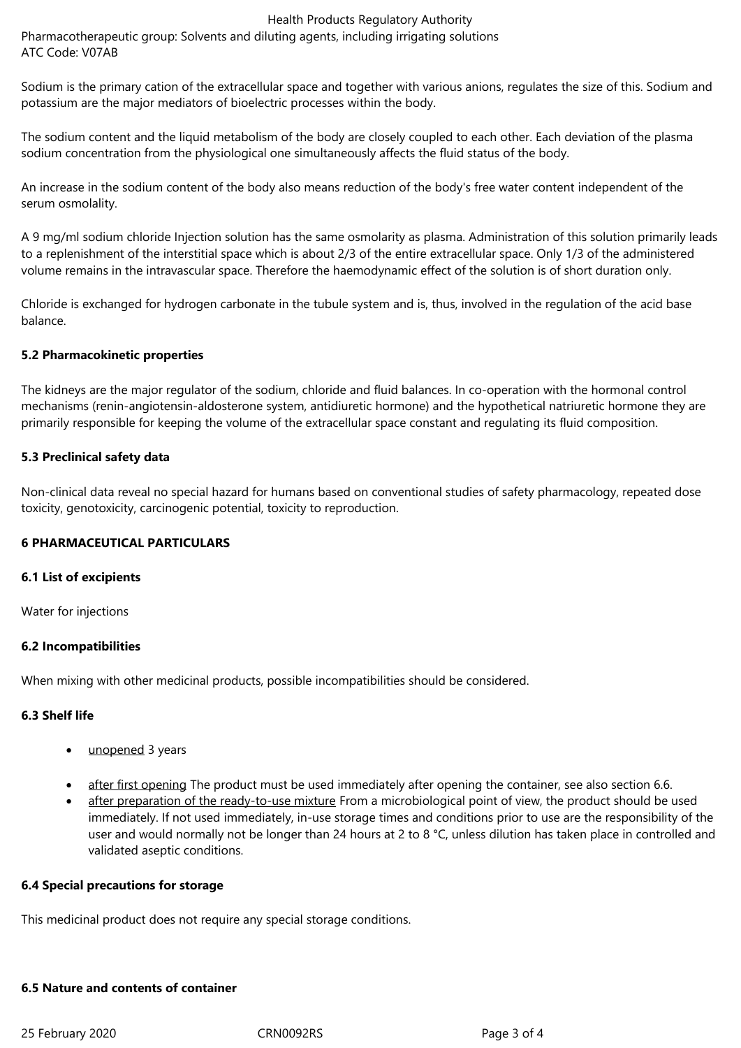Pharmacotherapeutic group: Solvents and diluting agents, including irrigating solutions
ATC Code: V07AB

Sodium is the primary cation of the extracellular space and together with various anions, regulates the size of this. Sodium and potassium are the major mediators of bioelectric processes within the body.

The sodium content and the liquid metabolism of the body are closely coupled to each other. Each deviation of the plasma sodium concentration from the physiological one simultaneously affects the fluid status of the body.

An increase in the sodium content of the body also means reduction of the body's free water content independent of the serum osmolality.

A 9 mg/ml sodium chloride Injection solution has the same osmolarity as plasma. Administration of this solution primarily leads to a replenishment of the interstitial space which is about 2/3 of the entire extracellular space. Only 1/3 of the administered volume remains in the intravascular space. Therefore the haemodynamic effect of the solution is of short duration only.

Chloride is exchanged for hydrogen carbonate in the tubule system and is, thus, involved in the regulation of the acid base balance.

**5.2 Pharmacokinetic properties**

The kidneys are the major regulator of the sodium, chloride and fluid balances. In co-operation with the hormonal control mechanisms (renin-angiotensin-aldosterone system, antidiuretic hormone) and the hypothetical natriuretic hormone they are primarily responsible for keeping the volume of the extracellular space constant and regulating its fluid composition.

**5.3 Preclinical safety data**

Non-clinical data reveal no special hazard for humans based on conventional studies of safety pharmacology, repeated dose toxicity, genotoxicity, carcinogenic potential, toxicity to reproduction.

**6 PHARMACEUTICAL PARTICULARS**

**6.1 List of excipients**

Water for injections

**6.2 Incompatibilities**

When mixing with other medicinal products, possible incompatibilities should be considered.

**6.3 Shelf life**

- unopened 3 years
- after first opening The product must be used immediately after opening the container, see also section 6.6.
- after preparation of the ready-to-use mixture From a microbiological point of view, the product should be used immediately. If not used immediately, in-use storage times and conditions prior to use are the responsibility of the user and would normally not be longer than 24 hours at 2 to 8 °C, unless dilution has taken place in controlled and validated aseptic conditions.

**6.4 Special precautions for storage**

This medicinal product does not require any special storage conditions.

**6.5 Nature and contents of container**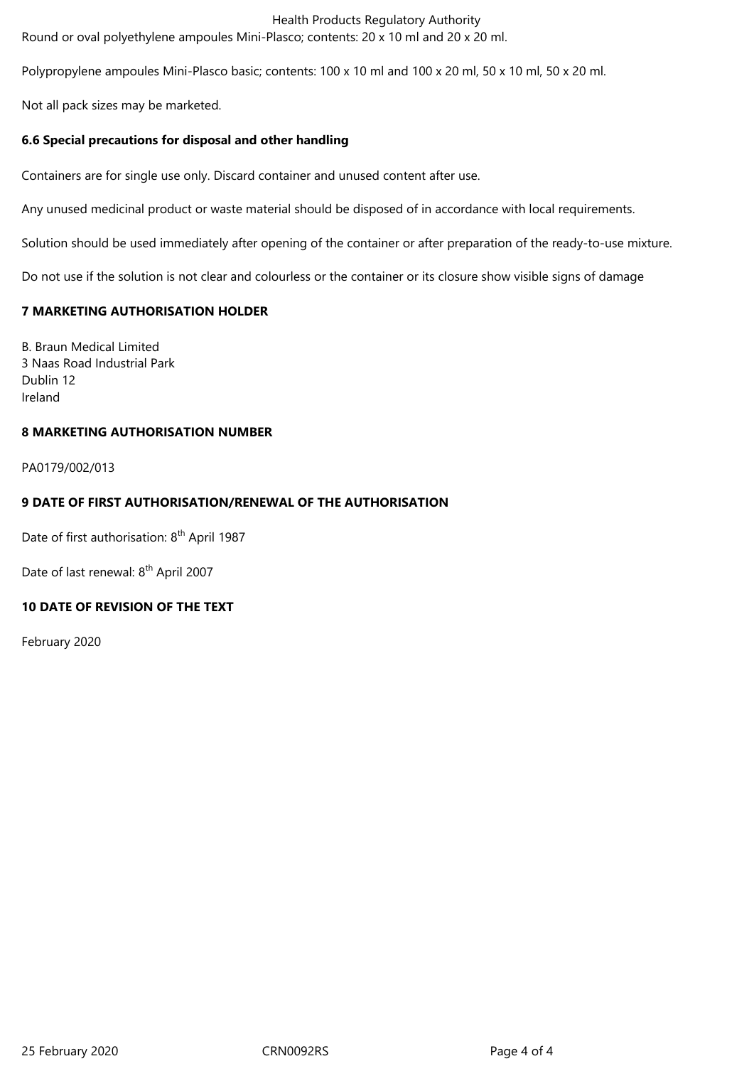Round or oval polyethylene ampoules Mini-Plasco; contents: 20 x 10 ml and 20 x 20 ml.

Polypropylene ampoules Mini-Plasco basic; contents: 100 x 10 ml and 100 x 20 ml, 50 x 10 ml, 50 x 20 ml.

Not all pack sizes may be marketed.

### 6.6 Special precautions for disposal and other handling

Containers are for single use only. Discard container and unused content after use.

Any unused medicinal product or waste material should be disposed of in accordance with local requirements.

Solution should be used immediately after opening of the container or after preparation of the ready-to-use mixture.

Do not use if the solution is not clear and colourless or the container or its closure show visible signs of damage

## 7 MARKETING AUTHORISATION HOLDER

B. Braun Medical Limited
3 Naas Road Industrial Park
Dublin 12
Ireland

## 8 MARKETING AUTHORISATION NUMBER

PA0179/002/013

## 9 DATE OF FIRST AUTHORISATION/RENEWAL OF THE AUTHORISATION

Date of first authorisation: 8th April 1987

Date of last renewal: 8th April 2007

## 10 DATE OF REVISION OF THE TEXT

February 2020